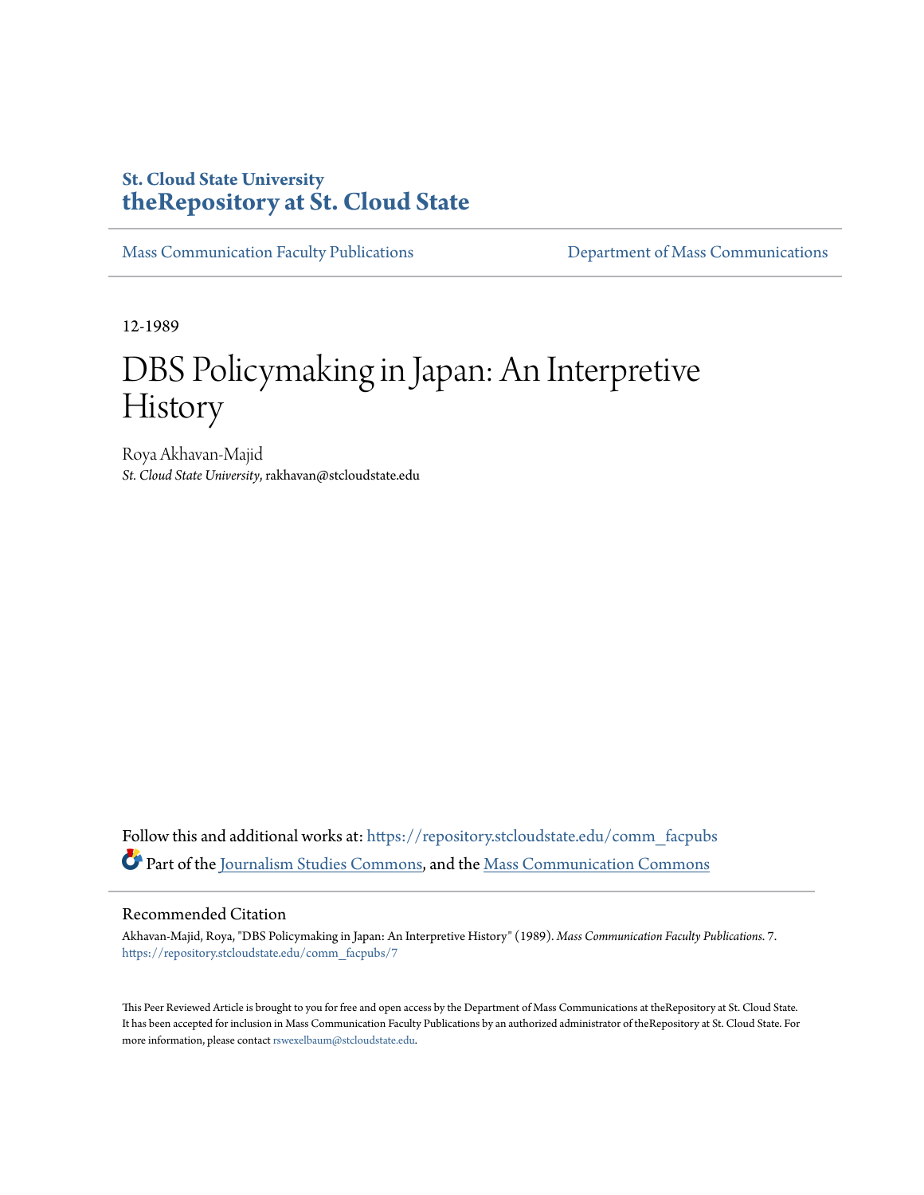St. Cloud State University
**theRepository at St. Cloud State**

Mass Communication Faculty Publications | Department of Mass Communications

12-1989

# DBS Policymaking in Japan: An Interpretive History

Roya Akhavan-Majid
*St. Cloud State University*, rakhavan@stcloudstate.edu

Follow this and additional works at: https://repository.stcloudstate.edu/comm_facpubs

Part of the Journalism Studies Commons, and the Mass Communication Commons

## Recommended Citation

Akhavan-Majid, Roya, "DBS Policymaking in Japan: An Interpretive History" (1989). *Mass Communication Faculty Publications*. 7.
https://repository.stcloudstate.edu/comm_facpubs/7

This Peer Reviewed Article is brought to you for free and open access by the Department of Mass Communications at theRepository at St. Cloud State. It has been accepted for inclusion in Mass Communication Faculty Publications by an authorized administrator of theRepository at St. Cloud State. For more information, please contact rswexelbaum@stcloudstate.edu.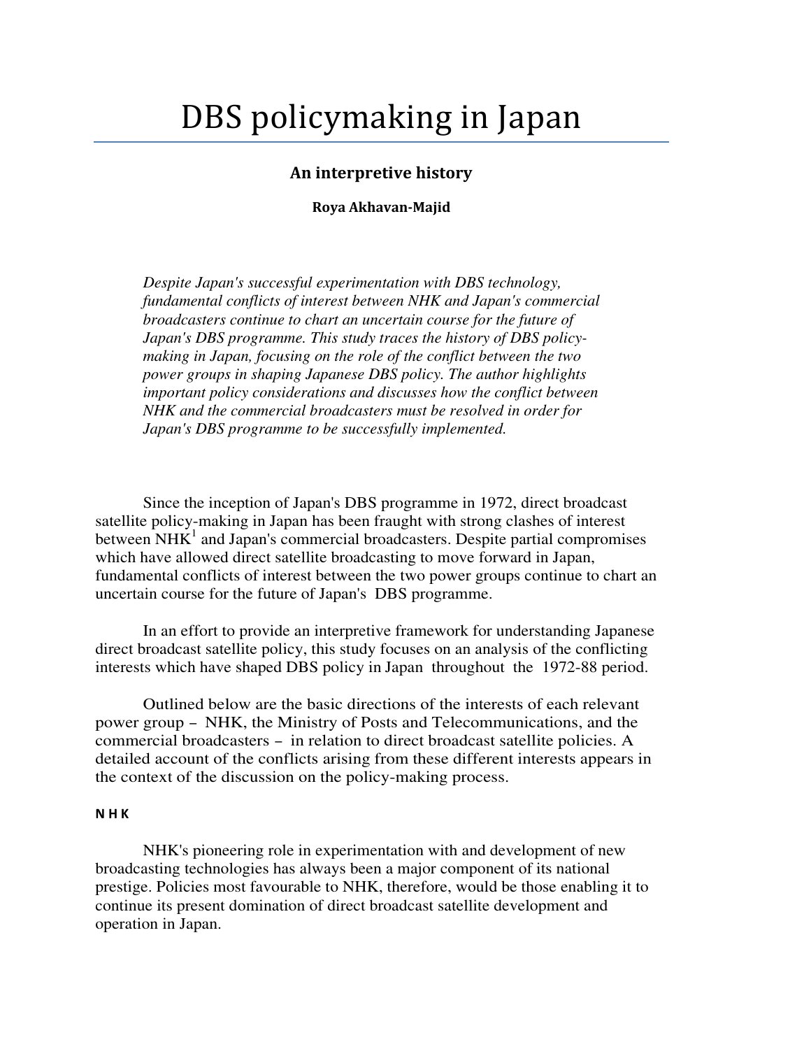# DBS policymaking in Japan

## An interpretive history

**Roya Akhavan-Majid**

*Despite Japan's successful experimentation with DBS technology, fundamental conflicts of interest between NHK and Japan's commercial broadcasters continue to chart an uncertain course for the future of Japan's DBS programme. This study traces the history of DBS policy-making in Japan, focusing on the role of the conflict between the two power groups in shaping Japanese DBS policy. The author highlights important policy considerations and discusses how the conflict between NHK and the commercial broadcasters must be resolved in order for Japan's DBS programme to be successfully implemented.*

Since the inception of Japan's DBS programme in 1972, direct broadcast satellite policy-making in Japan has been fraught with strong clashes of interest between NHK[1] and Japan's commercial broadcasters. Despite partial compromises which have allowed direct satellite broadcasting to move forward in Japan, fundamental conflicts of interest between the two power groups continue to chart an uncertain course for the future of Japan's DBS programme.

In an effort to provide an interpretive framework for understanding Japanese direct broadcast satellite policy, this study focuses on an analysis of the conflicting interests which have shaped DBS policy in Japan throughout the 1972-88 period.

Outlined below are the basic directions of the interests of each relevant power group – NHK, the Ministry of Posts and Telecommunications, and the commercial broadcasters – in relation to direct broadcast satellite policies. A detailed account of the conflicts arising from these different interests appears in the context of the discussion on the policy-making process.

#### NHK

NHK's pioneering role in experimentation with and development of new broadcasting technologies has always been a major component of its national prestige. Policies most favourable to NHK, therefore, would be those enabling it to continue its present domination of direct broadcast satellite development and operation in Japan.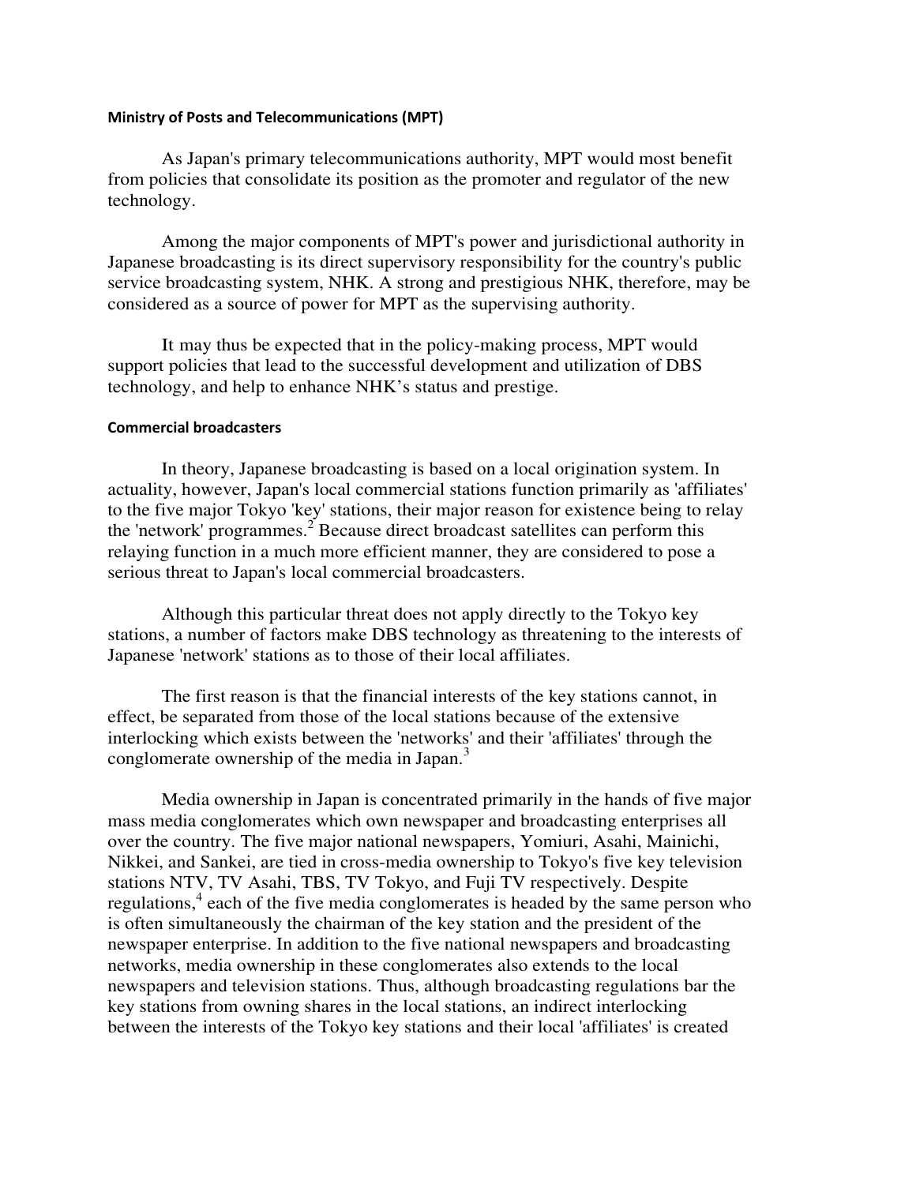### Ministry of Posts and Telecommunications (MPT)

As Japan's primary telecommunications authority, MPT would most benefit from policies that consolidate its position as the promoter and regulator of the new technology.

Among the major components of MPT's power and jurisdictional authority in Japanese broadcasting is its direct supervisory responsibility for the country's public service broadcasting system, NHK. A strong and prestigious NHK, therefore, may be considered as a source of power for MPT as the supervising authority.

It may thus be expected that in the policy-making process, MPT would support policies that lead to the successful development and utilization of DBS technology, and help to enhance NHK's status and prestige.

### Commercial broadcasters

In theory, Japanese broadcasting is based on a local origination system. In actuality, however, Japan's local commercial stations function primarily as 'affiliates' to the five major Tokyo 'key' stations, their major reason for existence being to relay the 'network' programmes.[2] Because direct broadcast satellites can perform this relaying function in a much more efficient manner, they are considered to pose a serious threat to Japan's local commercial broadcasters.

Although this particular threat does not apply directly to the Tokyo key stations, a number of factors make DBS technology as threatening to the interests of Japanese 'network' stations as to those of their local affiliates.

The first reason is that the financial interests of the key stations cannot, in effect, be separated from those of the local stations because of the extensive interlocking which exists between the 'networks' and their 'affiliates' through the conglomerate ownership of the media in Japan.[3]

Media ownership in Japan is concentrated primarily in the hands of five major mass media conglomerates which own newspaper and broadcasting enterprises all over the country. The five major national newspapers, Yomiuri, Asahi, Mainichi, Nikkei, and Sankei, are tied in cross-media ownership to Tokyo's five key television stations NTV, TV Asahi, TBS, TV Tokyo, and Fuji TV respectively. Despite regulations,[4] each of the five media conglomerates is headed by the same person who is often simultaneously the chairman of the key station and the president of the newspaper enterprise. In addition to the five national newspapers and broadcasting networks, media ownership in these conglomerates also extends to the local newspapers and television stations. Thus, although broadcasting regulations bar the key stations from owning shares in the local stations, an indirect interlocking between the interests of the Tokyo key stations and their local 'affiliates' is created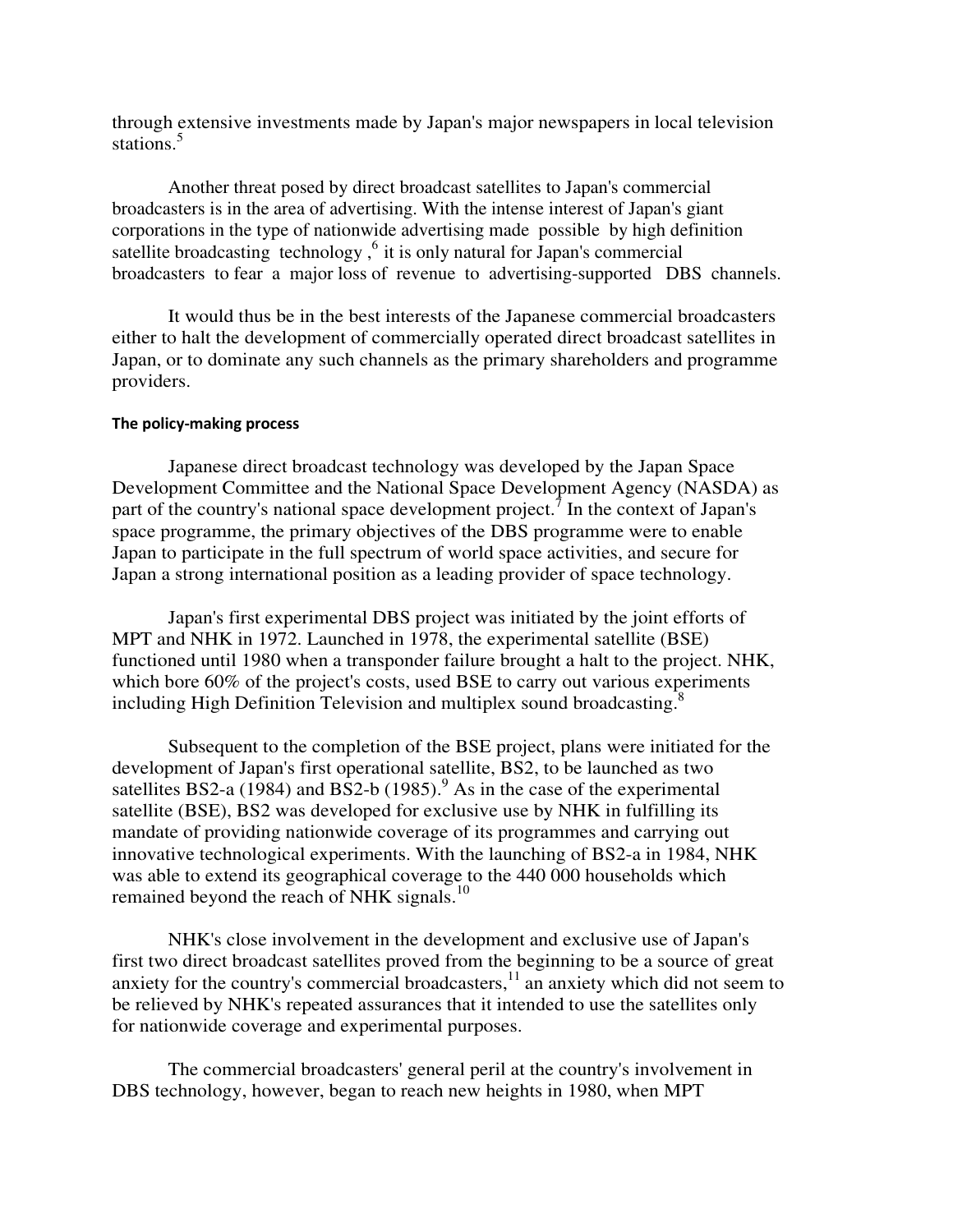through extensive investments made by Japan's major newspapers in local television stations.[5]

Another threat posed by direct broadcast satellites to Japan's commercial broadcasters is in the area of advertising. With the intense interest of Japan's giant corporations in the type of nationwide advertising made possible by high definition satellite broadcasting technology ,[6] it is only natural for Japan's commercial broadcasters to fear a major loss of revenue to advertising-supported DBS channels.

It would thus be in the best interests of the Japanese commercial broadcasters either to halt the development of commercially operated direct broadcast satellites in Japan, or to dominate any such channels as the primary shareholders and programme providers.

#### The policy-making process

Japanese direct broadcast technology was developed by the Japan Space Development Committee and the National Space Development Agency (NASDA) as part of the country's national space development project.[7] In the context of Japan's space programme, the primary objectives of the DBS programme were to enable Japan to participate in the full spectrum of world space activities, and secure for Japan a strong international position as a leading provider of space technology.

Japan's first experimental DBS project was initiated by the joint efforts of MPT and NHK in 1972. Launched in 1978, the experimental satellite (BSE) functioned until 1980 when a transponder failure brought a halt to the project. NHK, which bore 60% of the project's costs, used BSE to carry out various experiments including High Definition Television and multiplex sound broadcasting.[8]

Subsequent to the completion of the BSE project, plans were initiated for the development of Japan's first operational satellite, BS2, to be launched as two satellites BS2-a (1984) and BS2-b (1985).[9] As in the case of the experimental satellite (BSE), BS2 was developed for exclusive use by NHK in fulfilling its mandate of providing nationwide coverage of its programmes and carrying out innovative technological experiments. With the launching of BS2-a in 1984, NHK was able to extend its geographical coverage to the 440 000 households which remained beyond the reach of NHK signals.[10]

NHK's close involvement in the development and exclusive use of Japan's first two direct broadcast satellites proved from the beginning to be a source of great anxiety for the country's commercial broadcasters,[11] an anxiety which did not seem to be relieved by NHK's repeated assurances that it intended to use the satellites only for nationwide coverage and experimental purposes.

The commercial broadcasters' general peril at the country's involvement in DBS technology, however, began to reach new heights in 1980, when MPT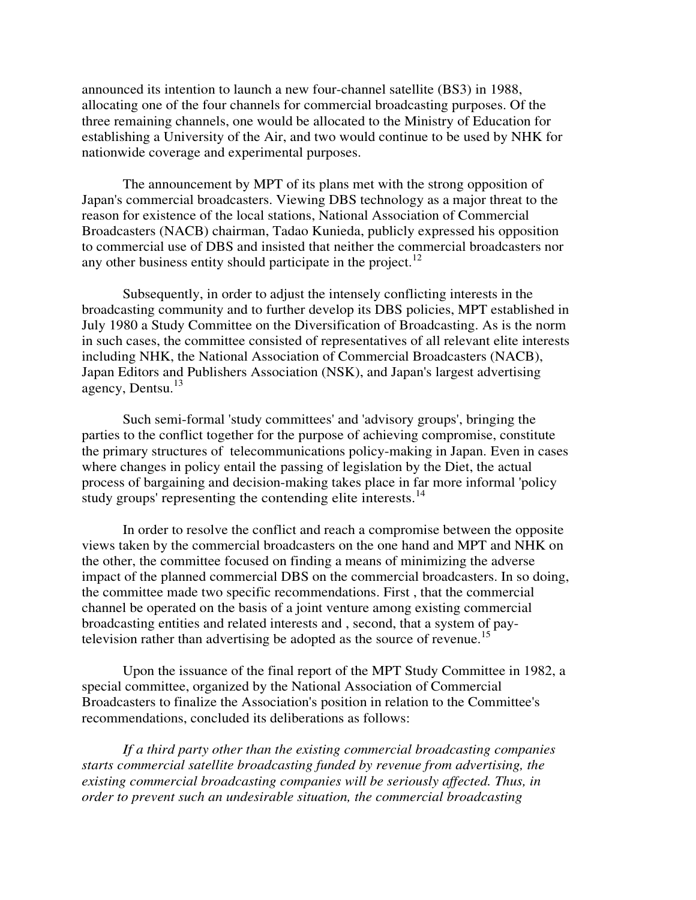announced its intention to launch a new four-channel satellite (BS3) in 1988, allocating one of the four channels for commercial broadcasting purposes. Of the three remaining channels, one would be allocated to the Ministry of Education for establishing a University of the Air, and two would continue to be used by NHK for nationwide coverage and experimental purposes.

The announcement by MPT of its plans met with the strong opposition of Japan's commercial broadcasters. Viewing DBS technology as a major threat to the reason for existence of the local stations, National Association of Commercial Broadcasters (NACB) chairman, Tadao Kunieda, publicly expressed his opposition to commercial use of DBS and insisted that neither the commercial broadcasters nor any other business entity should participate in the project.[12]

Subsequently, in order to adjust the intensely conflicting interests in the broadcasting community and to further develop its DBS policies, MPT established in July 1980 a Study Committee on the Diversification of Broadcasting. As is the norm in such cases, the committee consisted of representatives of all relevant elite interests including NHK, the National Association of Commercial Broadcasters (NACB), Japan Editors and Publishers Association (NSK), and Japan's largest advertising agency, Dentsu.[13]

Such semi-formal 'study committees' and 'advisory groups', bringing the parties to the conflict together for the purpose of achieving compromise, constitute the primary structures of telecommunications policy-making in Japan. Even in cases where changes in policy entail the passing of legislation by the Diet, the actual process of bargaining and decision-making takes place in far more informal 'policy study groups' representing the contending elite interests.[14]

In order to resolve the conflict and reach a compromise between the opposite views taken by the commercial broadcasters on the one hand and MPT and NHK on the other, the committee focused on finding a means of minimizing the adverse impact of the planned commercial DBS on the commercial broadcasters. In so doing, the committee made two specific recommendations. First , that the commercial channel be operated on the basis of a joint venture among existing commercial broadcasting entities and related interests and , second, that a system of pay-television rather than advertising be adopted as the source of revenue.[15]

Upon the issuance of the final report of the MPT Study Committee in 1982, a special committee, organized by the National Association of Commercial Broadcasters to finalize the Association's position in relation to the Committee's recommendations, concluded its deliberations as follows:

*If a third party other than the existing commercial broadcasting companies starts commercial satellite broadcasting funded by revenue from advertising, the existing commercial broadcasting companies will be seriously affected. Thus, in order to prevent such an undesirable situation, the commercial broadcasting*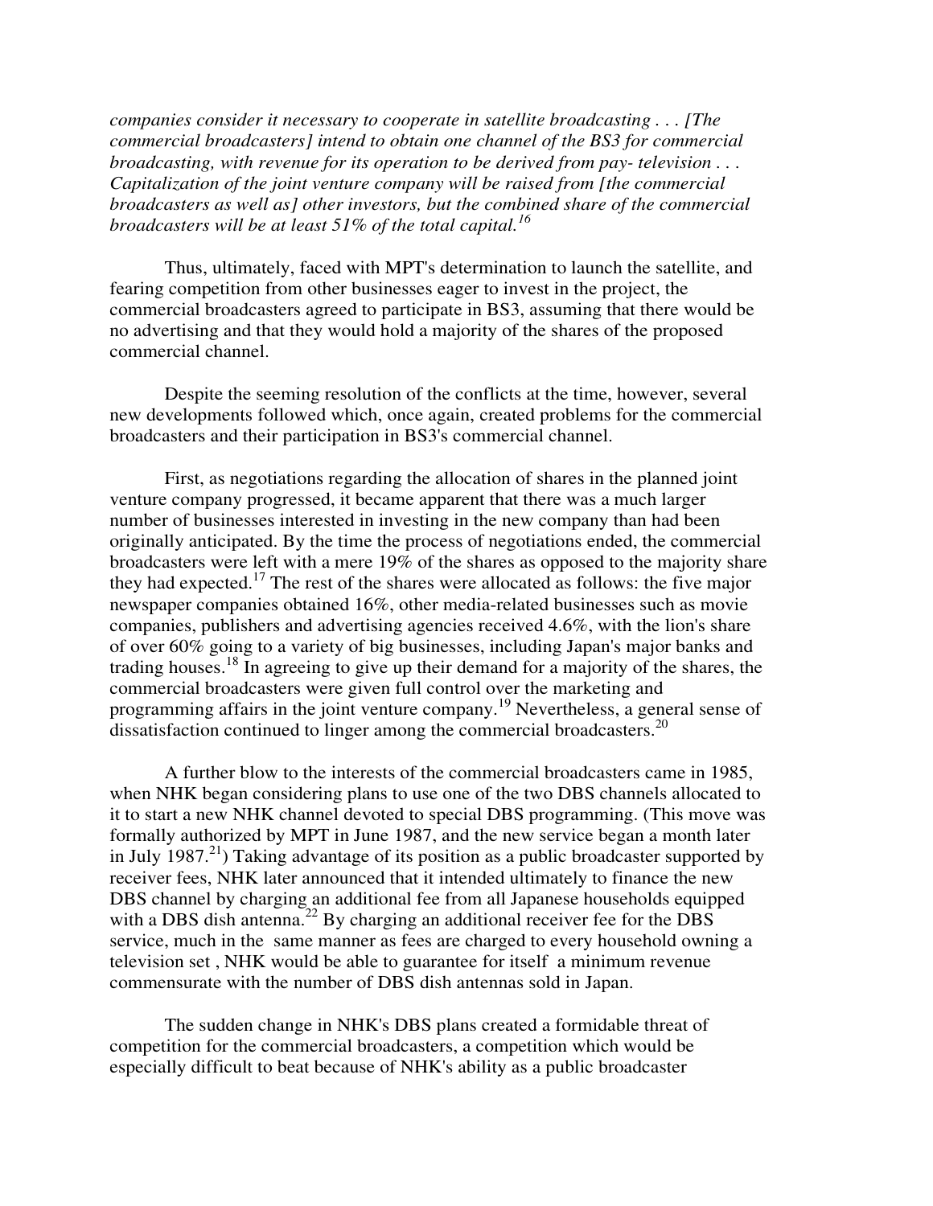*companies consider it necessary to cooperate in satellite broadcasting . . . [The commercial broadcasters] intend to obtain one channel of the BS3 for commercial broadcasting, with revenue for its operation to be derived from pay- television . . . Capitalization of the joint venture company will be raised from [the commercial broadcasters as well as] other investors, but the combined share of the commercial broadcasters will be at least 51% of the total capital.*[16]

Thus, ultimately, faced with MPT's determination to launch the satellite, and fearing competition from other businesses eager to invest in the project, the commercial broadcasters agreed to participate in BS3, assuming that there would be no advertising and that they would hold a majority of the shares of the proposed commercial channel.

Despite the seeming resolution of the conflicts at the time, however, several new developments followed which, once again, created problems for the commercial broadcasters and their participation in BS3's commercial channel.

First, as negotiations regarding the allocation of shares in the planned joint venture company progressed, it became apparent that there was a much larger number of businesses interested in investing in the new company than had been originally anticipated. By the time the process of negotiations ended, the commercial broadcasters were left with a mere 19% of the shares as opposed to the majority share they had expected.[17] The rest of the shares were allocated as follows: the five major newspaper companies obtained 16%, other media-related businesses such as movie companies, publishers and advertising agencies received 4.6%, with the lion's share of over 60% going to a variety of big businesses, including Japan's major banks and trading houses.[18] In agreeing to give up their demand for a majority of the shares, the commercial broadcasters were given full control over the marketing and programming affairs in the joint venture company.[19] Nevertheless, a general sense of dissatisfaction continued to linger among the commercial broadcasters.[20]

A further blow to the interests of the commercial broadcasters came in 1985, when NHK began considering plans to use one of the two DBS channels allocated to it to start a new NHK channel devoted to special DBS programming. (This move was formally authorized by MPT in June 1987, and the new service began a month later in July 1987.[21]) Taking advantage of its position as a public broadcaster supported by receiver fees, NHK later announced that it intended ultimately to finance the new DBS channel by charging an additional fee from all Japanese households equipped with a DBS dish antenna.[22] By charging an additional receiver fee for the DBS service, much in the same manner as fees are charged to every household owning a television set , NHK would be able to guarantee for itself a minimum revenue commensurate with the number of DBS dish antennas sold in Japan.

The sudden change in NHK's DBS plans created a formidable threat of competition for the commercial broadcasters, a competition which would be especially difficult to beat because of NHK's ability as a public broadcaster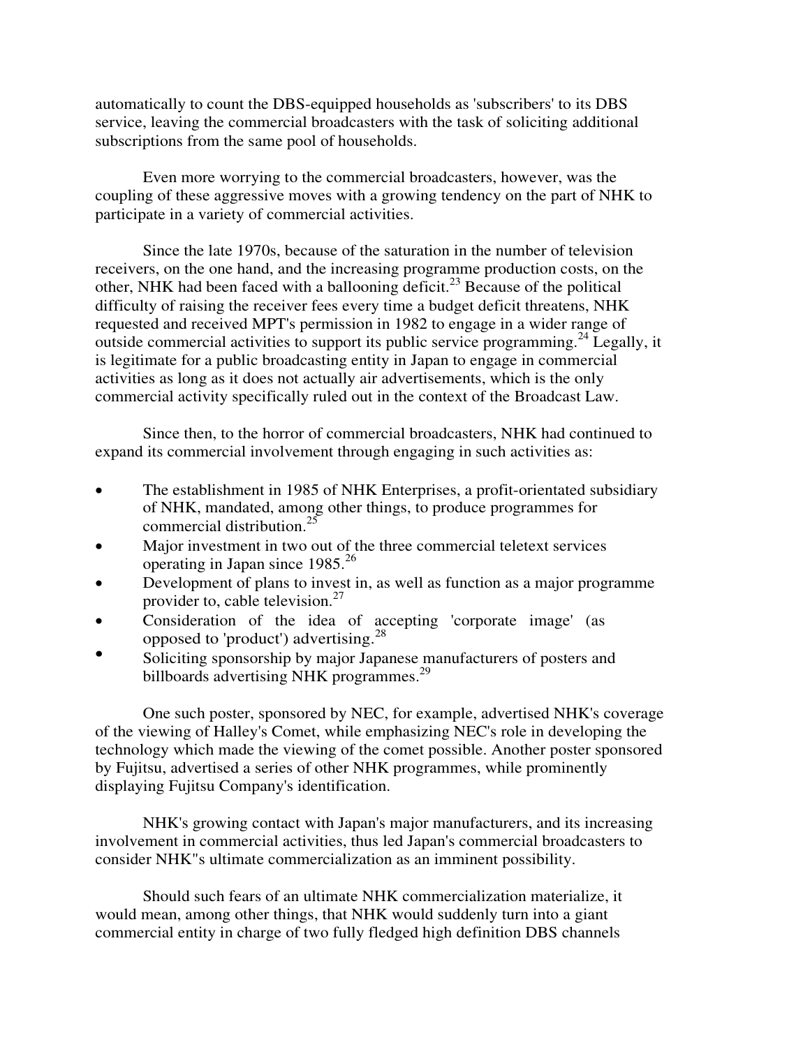automatically to count the DBS-equipped households as 'subscribers' to its DBS service, leaving the commercial broadcasters with the task of soliciting additional subscriptions from the same pool of households.

Even more worrying to the commercial broadcasters, however, was the coupling of these aggressive moves with a growing tendency on the part of NHK to participate in a variety of commercial activities.

Since the late 1970s, because of the saturation in the number of television receivers, on the one hand, and the increasing programme production costs, on the other, NHK had been faced with a ballooning deficit.[23] Because of the political difficulty of raising the receiver fees every time a budget deficit threatens, NHK requested and received MPT's permission in 1982 to engage in a wider range of outside commercial activities to support its public service programming.[24] Legally, it is legitimate for a public broadcasting entity in Japan to engage in commercial activities as long as it does not actually air advertisements, which is the only commercial activity specifically ruled out in the context of the Broadcast Law.

Since then, to the horror of commercial broadcasters, NHK had continued to expand its commercial involvement through engaging in such activities as:

- The establishment in 1985 of NHK Enterprises, a profit-orientated subsidiary of NHK, mandated, among other things, to produce programmes for commercial distribution.[25]
- Major investment in two out of the three commercial teletext services operating in Japan since 1985.[26]
- Development of plans to invest in, as well as function as a major programme provider to, cable television.[27]
- Consideration of the idea of accepting 'corporate image' (as opposed to 'product') advertising.[28]
- Soliciting sponsorship by major Japanese manufacturers of posters and billboards advertising NHK programmes.[29]

One such poster, sponsored by NEC, for example, advertised NHK's coverage of the viewing of Halley's Comet, while emphasizing NEC's role in developing the technology which made the viewing of the comet possible. Another poster sponsored by Fujitsu, advertised a series of other NHK programmes, while prominently displaying Fujitsu Company's identification.

NHK's growing contact with Japan's major manufacturers, and its increasing involvement in commercial activities, thus led Japan's commercial broadcasters to consider NHK''s ultimate commercialization as an imminent possibility.

Should such fears of an ultimate NHK commercialization materialize, it would mean, among other things, that NHK would suddenly turn into a giant commercial entity in charge of two fully fledged high definition DBS channels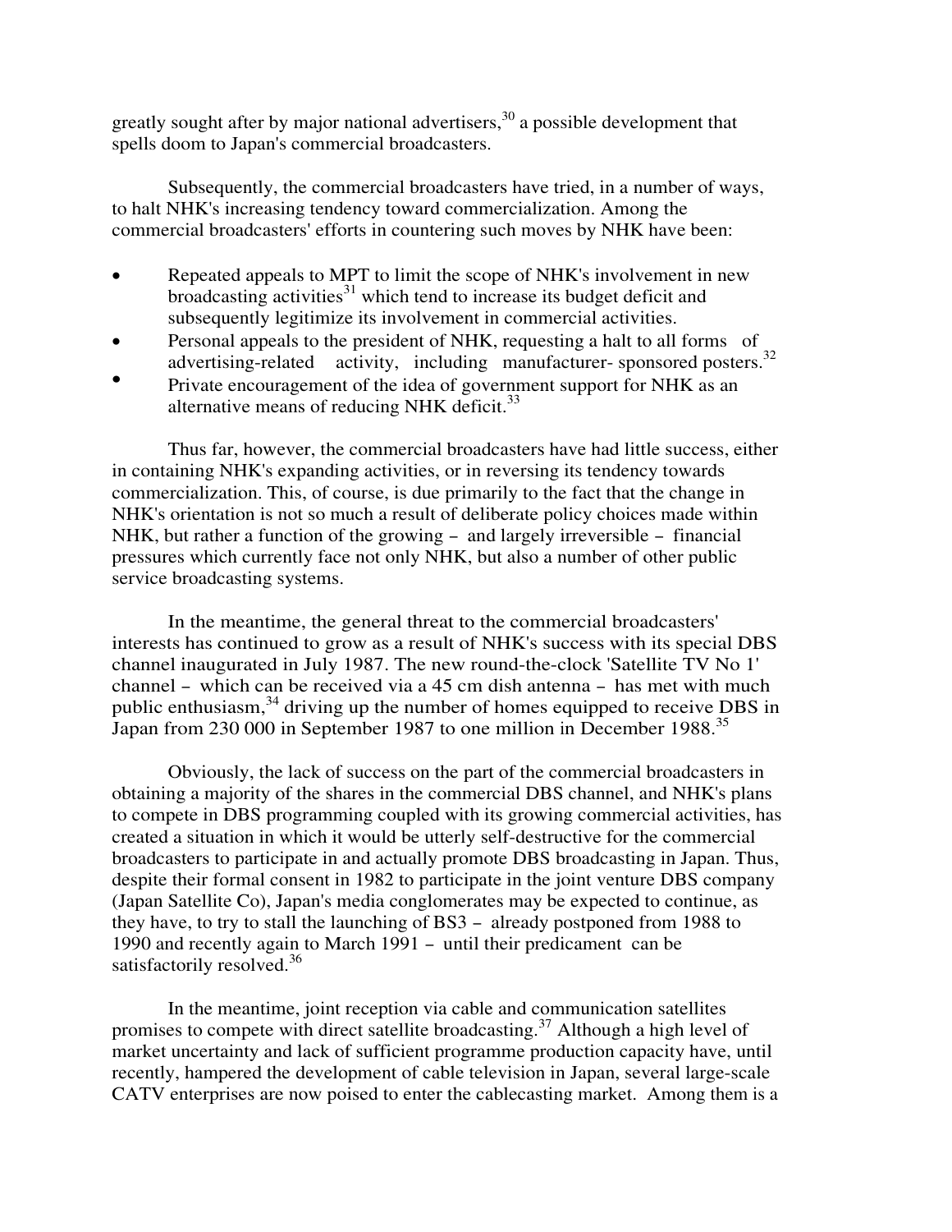greatly sought after by major national advertisers,[30] a possible development that spells doom to Japan's commercial broadcasters.

Subsequently, the commercial broadcasters have tried, in a number of ways, to halt NHK's increasing tendency toward commercialization. Among the commercial broadcasters' efforts in countering such moves by NHK have been:

- Repeated appeals to MPT to limit the scope of NHK's involvement in new broadcasting activities[31] which tend to increase its budget deficit and subsequently legitimize its involvement in commercial activities.
- Personal appeals to the president of NHK, requesting a halt to all forms of advertising-related activity, including manufacturer- sponsored posters.[32]
- Private encouragement of the idea of government support for NHK as an alternative means of reducing NHK deficit.[33]

Thus far, however, the commercial broadcasters have had little success, either in containing NHK's expanding activities, or in reversing its tendency towards commercialization. This, of course, is due primarily to the fact that the change in NHK's orientation is not so much a result of deliberate policy choices made within NHK, but rather a function of the growing – and largely irreversible – financial pressures which currently face not only NHK, but also a number of other public service broadcasting systems.

In the meantime, the general threat to the commercial broadcasters' interests has continued to grow as a result of NHK's success with its special DBS channel inaugurated in July 1987. The new round-the-clock 'Satellite TV No 1' channel – which can be received via a 45 cm dish antenna – has met with much public enthusiasm,[34] driving up the number of homes equipped to receive DBS in Japan from 230 000 in September 1987 to one million in December 1988.[35]

Obviously, the lack of success on the part of the commercial broadcasters in obtaining a majority of the shares in the commercial DBS channel, and NHK's plans to compete in DBS programming coupled with its growing commercial activities, has created a situation in which it would be utterly self-destructive for the commercial broadcasters to participate in and actually promote DBS broadcasting in Japan. Thus, despite their formal consent in 1982 to participate in the joint venture DBS company (Japan Satellite Co), Japan's media conglomerates may be expected to continue, as they have, to try to stall the launching of BS3 – already postponed from 1988 to 1990 and recently again to March 1991 – until their predicament can be satisfactorily resolved.[36]

In the meantime, joint reception via cable and communication satellites promises to compete with direct satellite broadcasting.[37] Although a high level of market uncertainty and lack of sufficient programme production capacity have, until recently, hampered the development of cable television in Japan, several large-scale CATV enterprises are now poised to enter the cablecasting market. Among them is a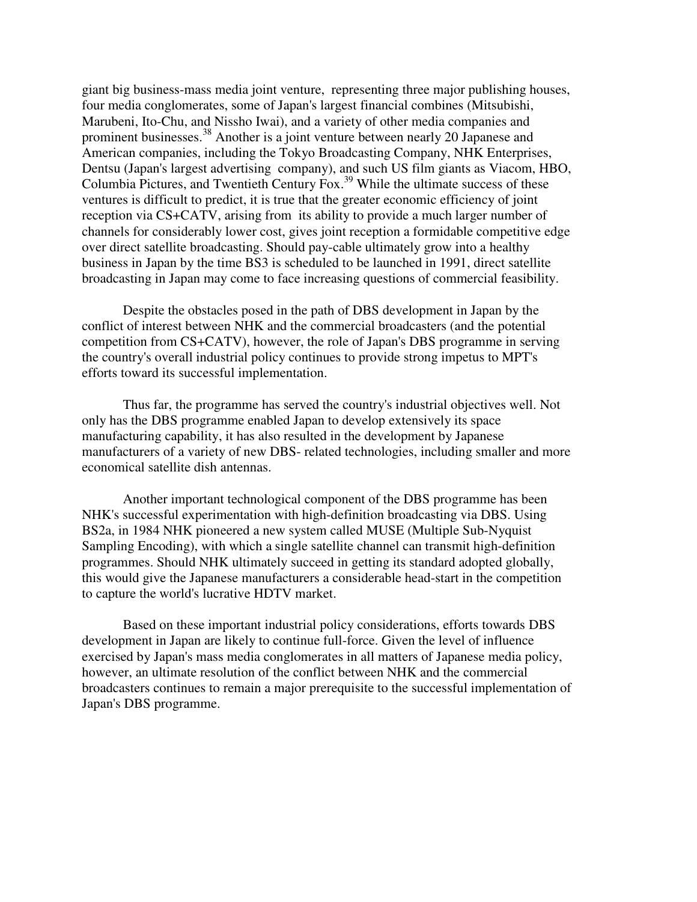giant big business-mass media joint venture, representing three major publishing houses, four media conglomerates, some of Japan's largest financial combines (Mitsubishi, Marubeni, Ito-Chu, and Nissho Iwai), and a variety of other media companies and prominent businesses.[38] Another is a joint venture between nearly 20 Japanese and American companies, including the Tokyo Broadcasting Company, NHK Enterprises, Dentsu (Japan's largest advertising company), and such US film giants as Viacom, HBO, Columbia Pictures, and Twentieth Century Fox.[39] While the ultimate success of these ventures is difficult to predict, it is true that the greater economic efficiency of joint reception via CS+CATV, arising from its ability to provide a much larger number of channels for considerably lower cost, gives joint reception a formidable competitive edge over direct satellite broadcasting. Should pay-cable ultimately grow into a healthy business in Japan by the time BS3 is scheduled to be launched in 1991, direct satellite broadcasting in Japan may come to face increasing questions of commercial feasibility.

Despite the obstacles posed in the path of DBS development in Japan by the conflict of interest between NHK and the commercial broadcasters (and the potential competition from CS+CATV), however, the role of Japan's DBS programme in serving the country's overall industrial policy continues to provide strong impetus to MPT's efforts toward its successful implementation.

Thus far, the programme has served the country's industrial objectives well. Not only has the DBS programme enabled Japan to develop extensively its space manufacturing capability, it has also resulted in the development by Japanese manufacturers of a variety of new DBS- related technologies, including smaller and more economical satellite dish antennas.

Another important technological component of the DBS programme has been NHK's successful experimentation with high-definition broadcasting via DBS. Using BS2a, in 1984 NHK pioneered a new system called MUSE (Multiple Sub-Nyquist Sampling Encoding), with which a single satellite channel can transmit high-definition programmes. Should NHK ultimately succeed in getting its standard adopted globally, this would give the Japanese manufacturers a considerable head-start in the competition to capture the world's lucrative HDTV market.

Based on these important industrial policy considerations, efforts towards DBS development in Japan are likely to continue full-force. Given the level of influence exercised by Japan's mass media conglomerates in all matters of Japanese media policy, however, an ultimate resolution of the conflict between NHK and the commercial broadcasters continues to remain a major prerequisite to the successful implementation of Japan's DBS programme.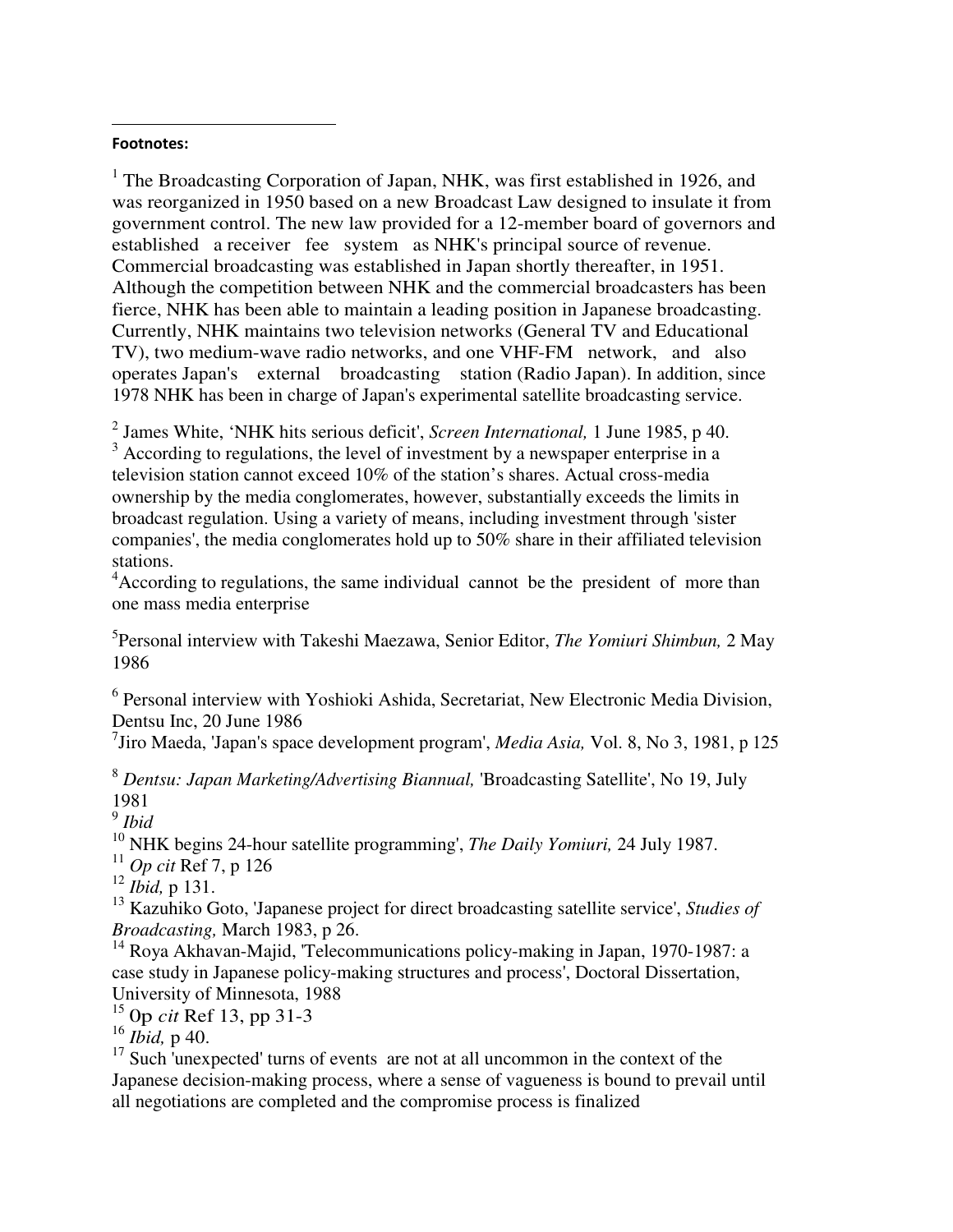**Footnotes:**

[1] The Broadcasting Corporation of Japan, NHK, was first established in 1926, and was reorganized in 1950 based on a new Broadcast Law designed to insulate it from government control. The new law provided for a 12-member board of governors and established a receiver fee system as NHK's principal source of revenue. Commercial broadcasting was established in Japan shortly thereafter, in 1951. Although the competition between NHK and the commercial broadcasters has been fierce, NHK has been able to maintain a leading position in Japanese broadcasting. Currently, NHK maintains two television networks (General TV and Educational TV), two medium-wave radio networks, and one VHF-FM network, and also operates Japan's external broadcasting station (Radio Japan). In addition, since 1978 NHK has been in charge of Japan's experimental satellite broadcasting service.

[2] James White, 'NHK hits serious deficit', *Screen International,* 1 June 1985, p 40.

[3] According to regulations, the level of investment by a newspaper enterprise in a television station cannot exceed 10% of the station's shares. Actual cross-media ownership by the media conglomerates, however, substantially exceeds the limits in broadcast regulation. Using a variety of means, including investment through 'sister companies', the media conglomerates hold up to 50% share in their affiliated television stations.

[4] According to regulations, the same individual cannot be the president of more than one mass media enterprise

[5] Personal interview with Takeshi Maezawa, Senior Editor, *The Yomiuri Shimbun,* 2 May 1986

[6] Personal interview with Yoshioki Ashida, Secretariat, New Electronic Media Division, Dentsu Inc, 20 June 1986

[7] Jiro Maeda, 'Japan's space development program', *Media Asia,* Vol. 8, No 3, 1981, p 125

[8] *Dentsu: Japan Marketing/Advertising Biannual,* 'Broadcasting Satellite', No 19, July 1981

[9] *Ibid*

[10] NHK begins 24-hour satellite programming', *The Daily Yomiuri,* 24 July 1987.

[11] *Op cit* Ref 7, p 126

[12] *Ibid,* p 131.

[13] Kazuhiko Goto, 'Japanese project for direct broadcasting satellite service', *Studies of Broadcasting,* March 1983, p 26.

[14] Roya Akhavan-Majid, 'Telecommunications policy-making in Japan, 1970-1987: a case study in Japanese policy-making structures and process', Doctoral Dissertation, University of Minnesota, 1988

[15] 0p *cit* Ref 13, pp 31-3

[16] *Ibid,* p 40.

[17] Such 'unexpected' turns of events are not at all uncommon in the context of the Japanese decision-making process, where a sense of vagueness is bound to prevail until all negotiations are completed and the compromise process is finalized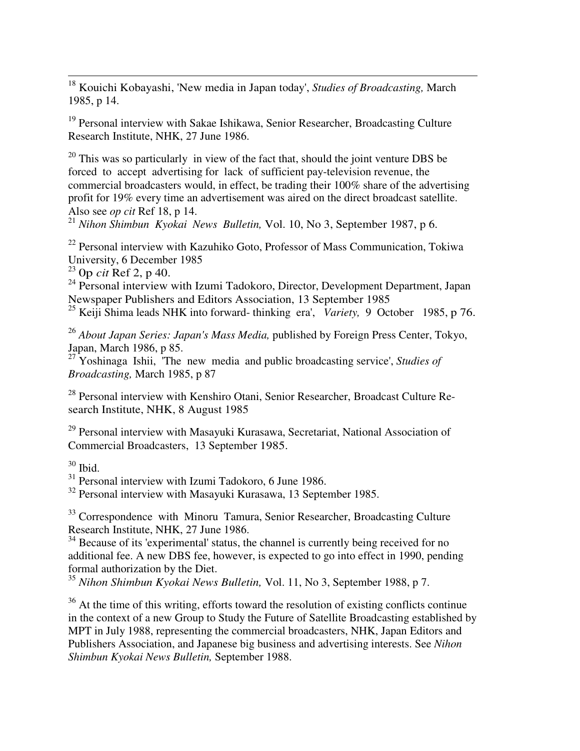[18] Kouichi Kobayashi, 'New media in Japan today', *Studies of Broadcasting,* March 1985, p 14.

[19] Personal interview with Sakae Ishikawa, Senior Researcher, Broadcasting Culture Research Institute, NHK, 27 June 1986.

[20] This was so particularly in view of the fact that, should the joint venture DBS be forced to accept advertising for lack of sufficient pay-television revenue, the commercial broadcasters would, in effect, be trading their 100% share of the advertising profit for 19% every time an advertisement was aired on the direct broadcast satellite. Also see *op cit* Ref 18, p 14.

[21] *Nihon Shimbun Kyokai News Bulletin,* Vol. 10, No 3, September 1987, p 6.

[22] Personal interview with Kazuhiko Goto, Professor of Mass Communication, Tokiwa University, 6 December 1985

[23] 0p *cit* Ref 2, p 40.

[24] Personal interview with Izumi Tadokoro, Director, Development Department, Japan Newspaper Publishers and Editors Association, 13 September 1985

[25] Keiji Shima leads NHK into forward- thinking era', *Variety,* 9 October 1985, p 76.

[26] *About Japan Series: Japan's Mass Media,* published by Foreign Press Center, Tokyo, Japan, March 1986, p 85.

[27] Yoshinaga Ishii, 'The new media and public broadcasting service', *Studies of Broadcasting,* March 1985, p 87

[28] Personal interview with Kenshiro Otani, Senior Researcher, Broadcast Culture Research Institute, NHK, 8 August 1985

[29] Personal interview with Masayuki Kurasawa, Secretariat, National Association of Commercial Broadcasters, 13 September 1985.

[30] Ibid.

[31] Personal interview with Izumi Tadokoro, 6 June 1986.

[32] Personal interview with Masayuki Kurasawa, 13 September 1985.

[33] Correspondence with Minoru Tamura, Senior Researcher, Broadcasting Culture Research Institute, NHK, 27 June 1986.

[34] Because of its 'experimental' status, the channel is currently being received for no additional fee. A new DBS fee, however, is expected to go into effect in 1990, pending formal authorization by the Diet.

[35] *Nihon Shimbun Kyokai News Bulletin,* Vol. 11, No 3, September 1988, p 7.

[36] At the time of this writing, efforts toward the resolution of existing conflicts continue in the context of a new Group to Study the Future of Satellite Broadcasting established by MPT in July 1988, representing the commercial broadcasters, NHK, Japan Editors and Publishers Association, and Japanese big business and advertising interests. See *Nihon Shimbun Kyokai News Bulletin,* September 1988.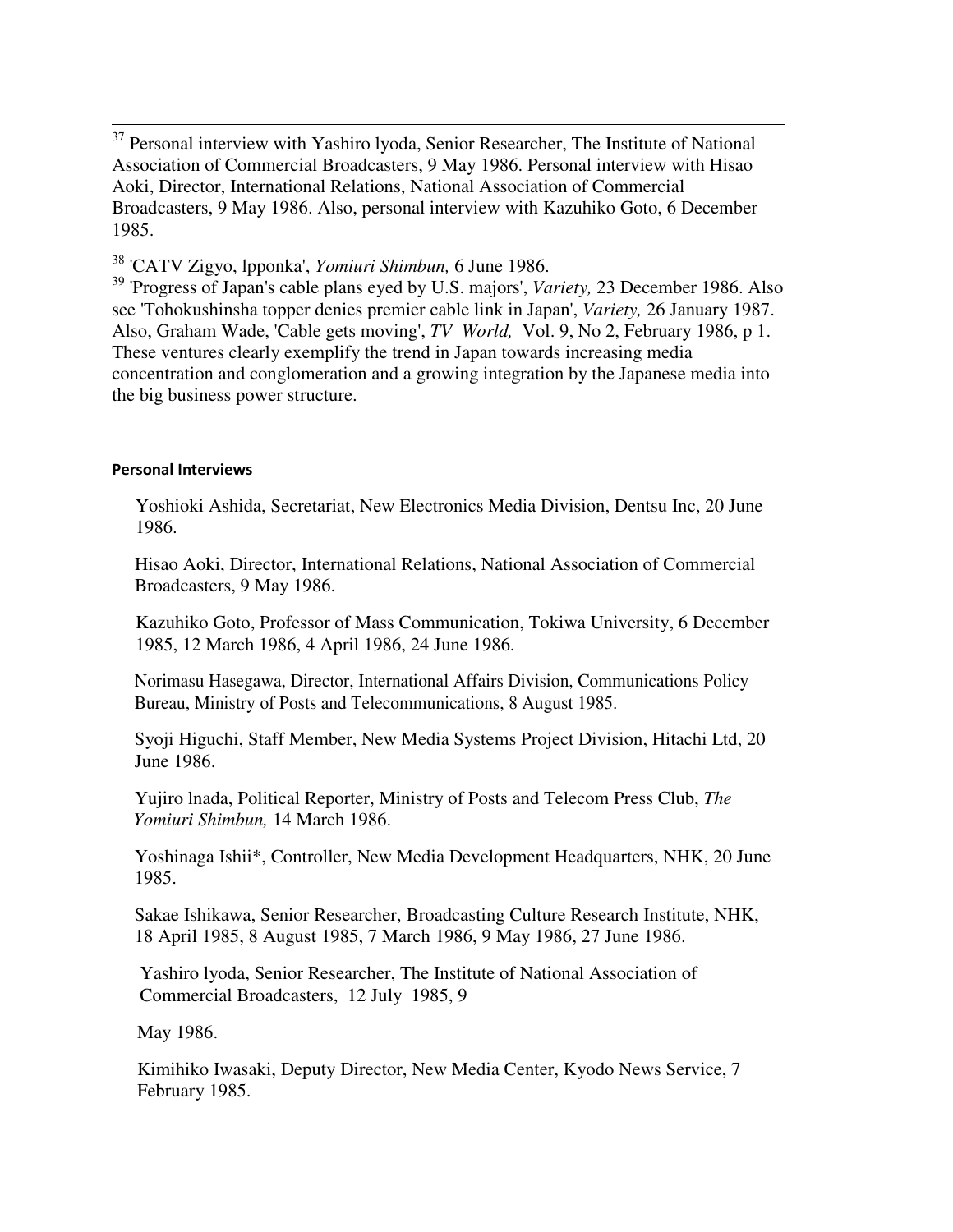[37] Personal interview with Yashiro lyoda, Senior Researcher, The Institute of National Association of Commercial Broadcasters, 9 May 1986. Personal interview with Hisao Aoki, Director, International Relations, National Association of Commercial Broadcasters, 9 May 1986. Also, personal interview with Kazuhiko Goto, 6 December 1985.

[38] 'CATV Zigyo, lpponka', *Yomiuri Shimbun,* 6 June 1986.

[39] 'Progress of Japan's cable plans eyed by U.S. majors', *Variety,* 23 December 1986. Also see 'Tohokushinsha topper denies premier cable link in Japan', *Variety,* 26 January 1987. Also, Graham Wade, 'Cable gets moving', *TV World,* Vol. 9, No 2, February 1986, p 1. These ventures clearly exemplify the trend in Japan towards increasing media concentration and conglomeration and a growing integration by the Japanese media into the big business power structure.

#### Personal Interviews

Yoshioki Ashida, Secretariat, New Electronics Media Division, Dentsu Inc, 20 June 1986.

Hisao Aoki, Director, International Relations, National Association of Commercial Broadcasters, 9 May 1986.

Kazuhiko Goto, Professor of Mass Communication, Tokiwa University, 6 December 1985, 12 March 1986, 4 April 1986, 24 June 1986.

Norimasu Hasegawa, Director, International Affairs Division, Communications Policy Bureau, Ministry of Posts and Telecommunications, 8 August 1985.

Syoji Higuchi, Staff Member, New Media Systems Project Division, Hitachi Ltd, 20 June 1986.

Yujiro lnada, Political Reporter, Ministry of Posts and Telecom Press Club, *The Yomiuri Shimbun,* 14 March 1986.

Yoshinaga Ishii*, Controller, New Media Development Headquarters, NHK, 20 June 1985.

Sakae Ishikawa, Senior Researcher, Broadcasting Culture Research Institute, NHK, 18 April 1985, 8 August 1985, 7 March 1986, 9 May 1986, 27 June 1986.

Yashiro lyoda, Senior Researcher, The Institute of National Association of Commercial Broadcasters, 12 July 1985, 9

May 1986.

Kimihiko Iwasaki, Deputy Director, New Media Center, Kyodo News Service, 7 February 1985.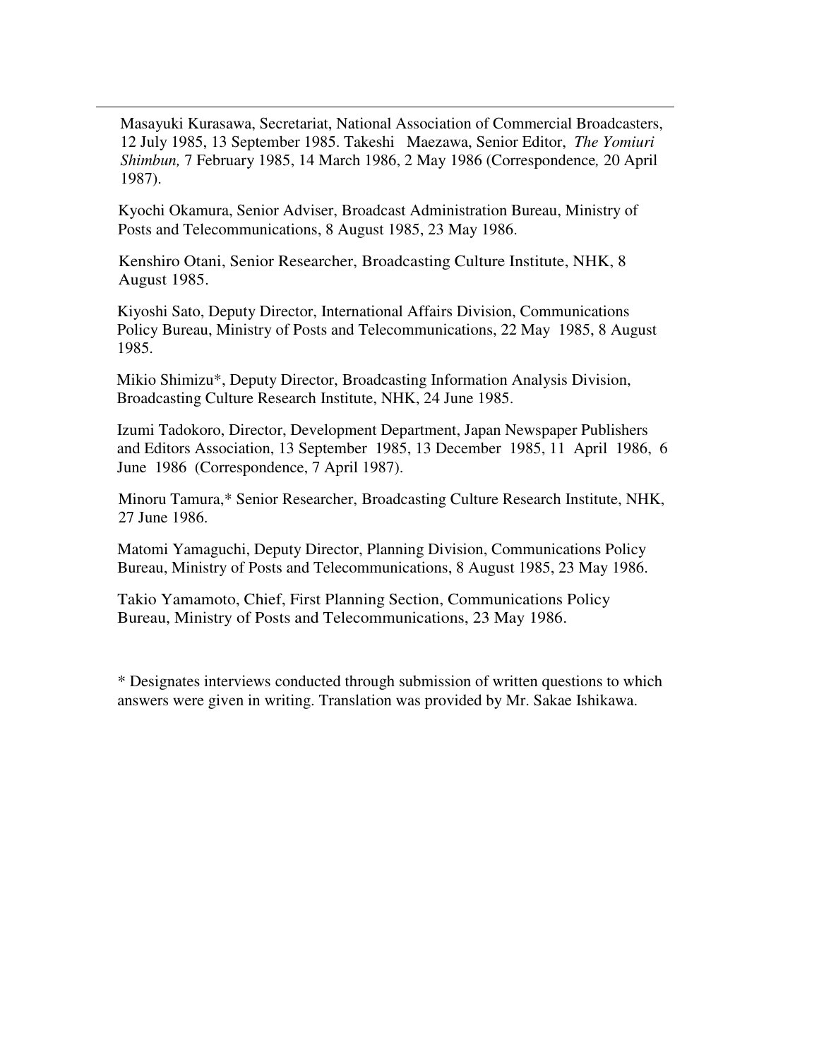Masayuki Kurasawa, Secretariat, National Association of Commercial Broadcasters, 12 July 1985, 13 September 1985. Takeshi Maezawa, Senior Editor, *The Yomiuri Shimbun,* 7 February 1985, 14 March 1986, 2 May 1986 (Correspondence*,* 20 April 1987).

Kyochi Okamura, Senior Adviser, Broadcast Administration Bureau, Ministry of Posts and Telecommunications, 8 August 1985, 23 May 1986.

Kenshiro Otani, Senior Researcher, Broadcasting Culture Institute, NHK, 8 August 1985.

Kiyoshi Sato, Deputy Director, International Affairs Division, Communications Policy Bureau, Ministry of Posts and Telecommunications, 22 May 1985, 8 August 1985.

Mikio Shimizu*, Deputy Director, Broadcasting Information Analysis Division, Broadcasting Culture Research Institute, NHK, 24 June 1985.

Izumi Tadokoro, Director, Development Department, Japan Newspaper Publishers and Editors Association, 13 September 1985, 13 December 1985, 11 April 1986, 6 June 1986 (Correspondence, 7 April 1987).

Minoru Tamura,* Senior Researcher, Broadcasting Culture Research Institute, NHK, 27 June 1986.

Matomi Yamaguchi, Deputy Director, Planning Division, Communications Policy Bureau, Ministry of Posts and Telecommunications, 8 August 1985, 23 May 1986.

Takio Yamamoto, Chief, First Planning Section, Communications Policy Bureau, Ministry of Posts and Telecommunications, 23 May 1986.

\* Designates interviews conducted through submission of written questions to which answers were given in writing. Translation was provided by Mr. Sakae Ishikawa.